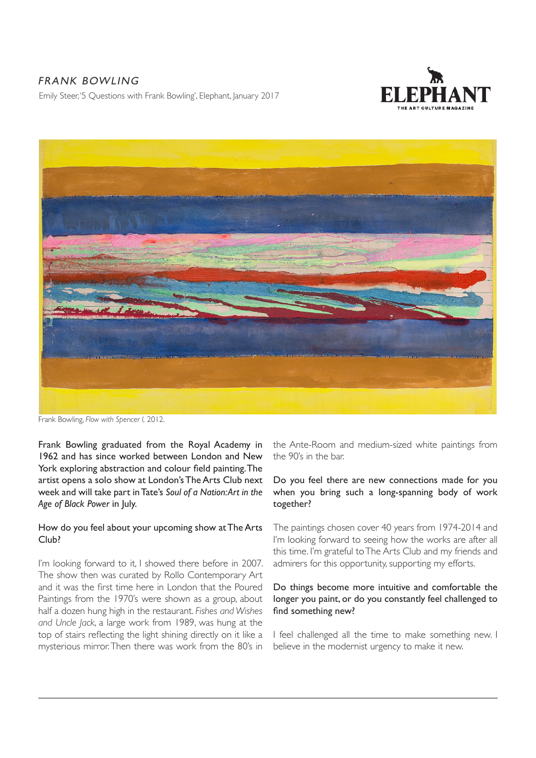# *FRANK BOWLING*

Emily Steer, '5 Questions with Frank Bowling', Elephant, January 2017

Frank Bowling, *Flow with Spencer I,* 2012.

**Frank Bowling graduated from the Royal Academy in 1962 and has since worked between London and New York exploring abstraction and colour field painting. The artist opens a solo show at London's The Arts Club next week and will take part in Tate's *Soul of a Nation: Art in the Age of Black Power* in July.**

**How do you feel about your upcoming show at The Arts Club?**

I'm looking forward to it, I showed there before in 2007. The show then was curated by Rollo Contemporary Art and it was the first time here in London that the Poured Paintings from the 1970's were shown as a group, about half a dozen hung high in the restaurant. *Fishes and Wishes and Uncle Jack*, a large work from 1989, was hung at the top of stairs reflecting the light shining directly on it like a mysterious mirror. Then there was work from the 80's in the Ante-Room and medium-sized white paintings from the 90's in the bar.

**Do you feel there are new connections made for you when you bring such a long-spanning body of work together?**

The paintings chosen cover 40 years from 1974-2014 and I'm looking forward to seeing how the works are after all this time. I'm grateful to The Arts Club and my friends and admirers for this opportunity, supporting my efforts.

**Do things become more intuitive and comfortable the longer you paint, or do you constantly feel challenged to find something new?**

I feel challenged all the time to make something new. I believe in the modernist urgency to make it new.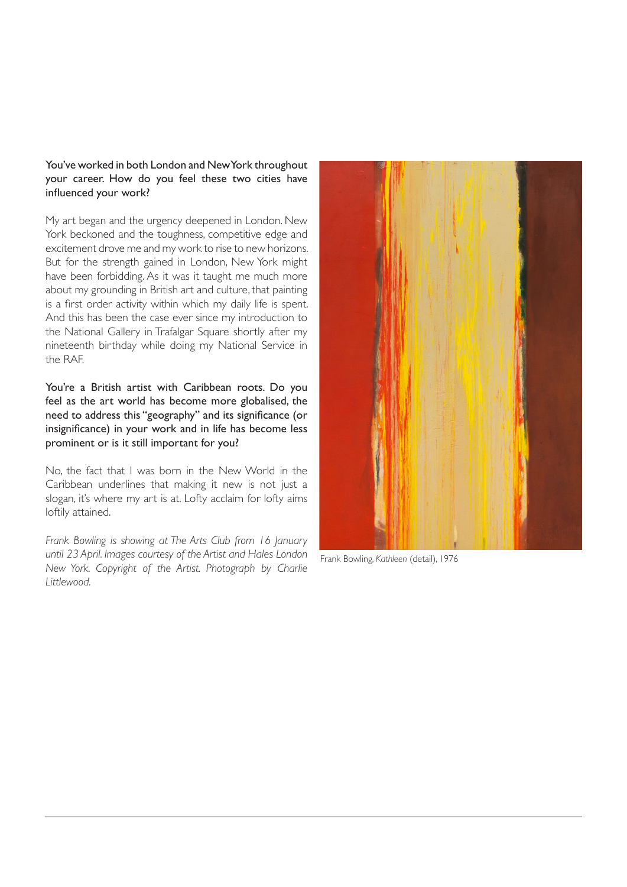**You've worked in both London and New York throughout your career. How do you feel these two cities have influenced your work?**

My art began and the urgency deepened in London. New York beckoned and the toughness, competitive edge and excitement drove me and my work to rise to new horizons. But for the strength gained in London, New York might have been forbidding. As it was it taught me much more about my grounding in British art and culture, that painting is a first order activity within which my daily life is spent. And this has been the case ever since my introduction to the National Gallery in Trafalgar Square shortly after my nineteenth birthday while doing my National Service in the RAF.

**You're a British artist with Caribbean roots. Do you feel as the art world has become more globalised, the need to address this "geography" and its significance (or insignificance) in your work and in life has become less prominent or is it still important for you?**

No, the fact that I was born in the New World in the Caribbean underlines that making it new is not just a slogan, it's where my art is at. Lofty acclaim for lofty aims loftily attained.

*Frank Bowling is showing at The Arts Club from 16 January until 23 April. Images courtesy of the Artist and Hales London New York. Copyright of the Artist. Photograph by Charlie Littlewood.*

Frank Bowling, *Kathleen* (detail), 1976